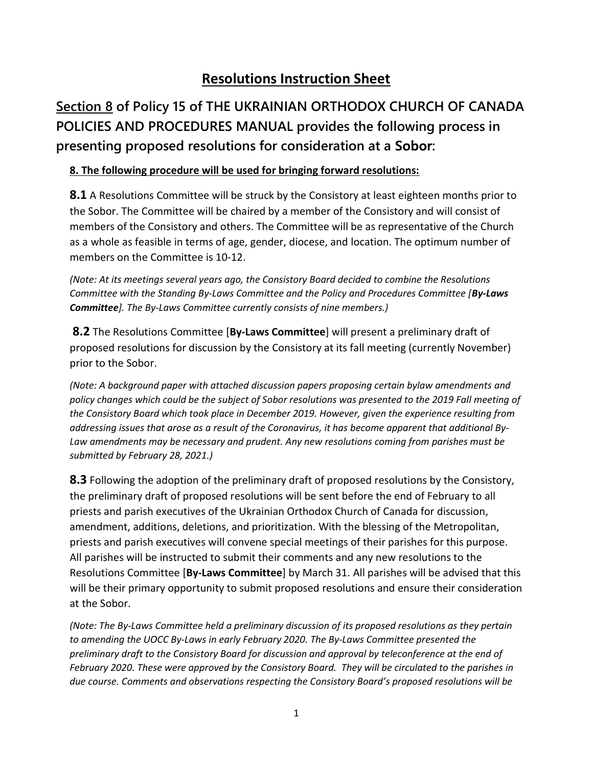# Resolutions Instruction Sheet

## Section 8 of Policy 15 of THE UKRAINIAN ORTHODOX CHURCH OF CANADA POLICIES AND PROCEDURES MANUAL provides the following process in presenting proposed resolutions for consideration at a Sobor:

**8. The following procedure will be used for bringing forward resolutions:**

**8.1** A Resolutions Committee will be struck by the Consistory at least eighteen months prior to the Sobor. The Committee will be chaired by a member of the Consistory and will consist of members of the Consistory and others. The Committee will be as representative of the Church as a whole as feasible in terms of age, gender, diocese, and location. The optimum number of members on the Committee is 10-12.

*(Note: At its meetings several years ago, the Consistory Board decided to combine the Resolutions Committee with the Standing By-Laws Committee and the Policy and Procedures Committee [**By-Laws Committee**]. The By-Laws Committee currently consists of nine members.)*

**8.2** The Resolutions Committee [**By-Laws Committee**] will present a preliminary draft of proposed resolutions for discussion by the Consistory at its fall meeting (currently November) prior to the Sobor.

*(Note: A background paper with attached discussion papers proposing certain bylaw amendments and policy changes which could be the subject of Sobor resolutions was presented to the 2019 Fall meeting of the Consistory Board which took place in December 2019. However, given the experience resulting from addressing issues that arose as a result of the Coronavirus, it has become apparent that additional By-Law amendments may be necessary and prudent. Any new resolutions coming from parishes must be submitted by February 28, 2021.)*

**8.3** Following the adoption of the preliminary draft of proposed resolutions by the Consistory, the preliminary draft of proposed resolutions will be sent before the end of February to all priests and parish executives of the Ukrainian Orthodox Church of Canada for discussion, amendment, additions, deletions, and prioritization. With the blessing of the Metropolitan, priests and parish executives will convene special meetings of their parishes for this purpose. All parishes will be instructed to submit their comments and any new resolutions to the Resolutions Committee [**By-Laws Committee**] by March 31. All parishes will be advised that this will be their primary opportunity to submit proposed resolutions and ensure their consideration at the Sobor.

*(Note: The By-Laws Committee held a preliminary discussion of its proposed resolutions as they pertain to amending the UOCC By-Laws in early February 2020. The By-Laws Committee presented the preliminary draft to the Consistory Board for discussion and approval by teleconference at the end of February 2020. These were approved by the Consistory Board. They will be circulated to the parishes in due course. Comments and observations respecting the Consistory Board's proposed resolutions will be*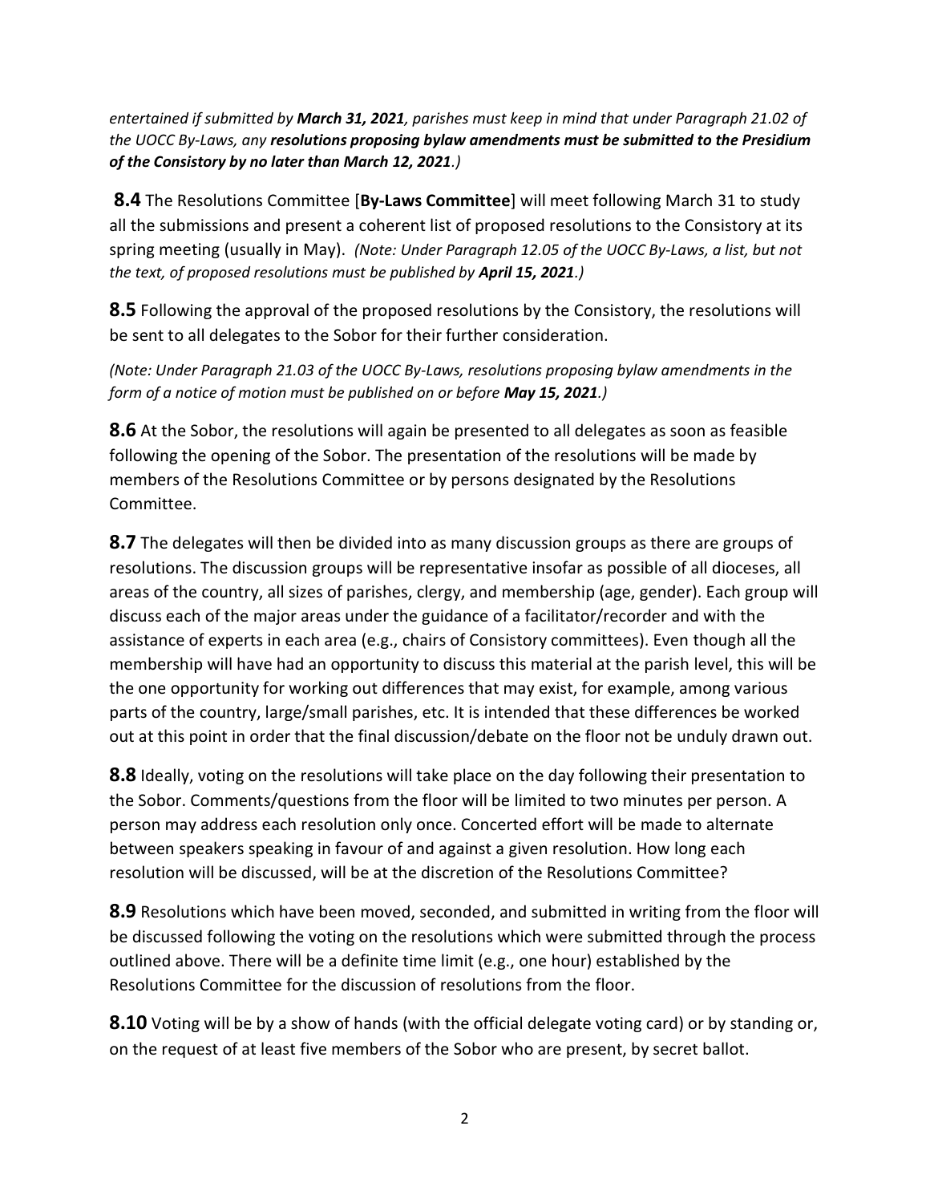*entertained if submitted by **March 31, 2021**, parishes must keep in mind that under Paragraph 21.02 of the UOCC By-Laws, any **resolutions proposing bylaw amendments must be submitted to the Presidium of the Consistory by no later than March 12, 2021**.)*

**8.4** The Resolutions Committee [**By-Laws Committee**] will meet following March 31 to study all the submissions and present a coherent list of proposed resolutions to the Consistory at its spring meeting (usually in May). *(Note: Under Paragraph 12.05 of the UOCC By-Laws, a list, but not the text, of proposed resolutions must be published by **April 15, 2021**.)*

**8.5** Following the approval of the proposed resolutions by the Consistory, the resolutions will be sent to all delegates to the Sobor for their further consideration.

*(Note: Under Paragraph 21.03 of the UOCC By-Laws, resolutions proposing bylaw amendments in the form of a notice of motion must be published on or before **May 15, 2021**.)*

**8.6** At the Sobor, the resolutions will again be presented to all delegates as soon as feasible following the opening of the Sobor. The presentation of the resolutions will be made by members of the Resolutions Committee or by persons designated by the Resolutions Committee.

**8.7** The delegates will then be divided into as many discussion groups as there are groups of resolutions. The discussion groups will be representative insofar as possible of all dioceses, all areas of the country, all sizes of parishes, clergy, and membership (age, gender). Each group will discuss each of the major areas under the guidance of a facilitator/recorder and with the assistance of experts in each area (e.g., chairs of Consistory committees). Even though all the membership will have had an opportunity to discuss this material at the parish level, this will be the one opportunity for working out differences that may exist, for example, among various parts of the country, large/small parishes, etc. It is intended that these differences be worked out at this point in order that the final discussion/debate on the floor not be unduly drawn out.

**8.8** Ideally, voting on the resolutions will take place on the day following their presentation to the Sobor. Comments/questions from the floor will be limited to two minutes per person. A person may address each resolution only once. Concerted effort will be made to alternate between speakers speaking in favour of and against a given resolution. How long each resolution will be discussed, will be at the discretion of the Resolutions Committee?

**8.9** Resolutions which have been moved, seconded, and submitted in writing from the floor will be discussed following the voting on the resolutions which were submitted through the process outlined above. There will be a definite time limit (e.g., one hour) established by the Resolutions Committee for the discussion of resolutions from the floor.

**8.10** Voting will be by a show of hands (with the official delegate voting card) or by standing or, on the request of at least five members of the Sobor who are present, by secret ballot.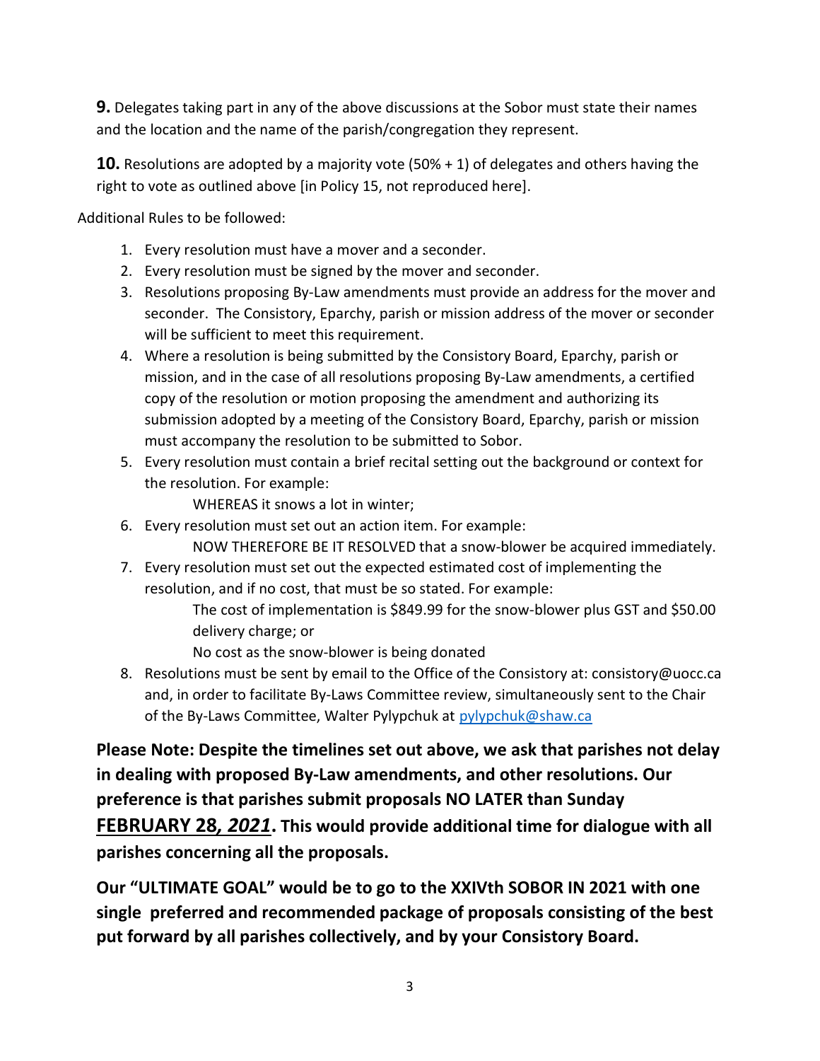**9.** Delegates taking part in any of the above discussions at the Sobor must state their names and the location and the name of the parish/congregation they represent.

**10.** Resolutions are adopted by a majority vote (50% + 1) of delegates and others having the right to vote as outlined above [in Policy 15, not reproduced here].

Additional Rules to be followed:

1. Every resolution must have a mover and a seconder.
2. Every resolution must be signed by the mover and seconder.
3. Resolutions proposing By-Law amendments must provide an address for the mover and seconder. The Consistory, Eparchy, parish or mission address of the mover or seconder will be sufficient to meet this requirement.
4. Where a resolution is being submitted by the Consistory Board, Eparchy, parish or mission, and in the case of all resolutions proposing By-Law amendments, a certified copy of the resolution or motion proposing the amendment and authorizing its submission adopted by a meeting of the Consistory Board, Eparchy, parish or mission must accompany the resolution to be submitted to Sobor.
5. Every resolution must contain a brief recital setting out the background or context for the resolution. For example:

   WHEREAS it snows a lot in winter;
6. Every resolution must set out an action item. For example:

   NOW THEREFORE BE IT RESOLVED that a snow-blower be acquired immediately.
7. Every resolution must set out the expected estimated cost of implementing the resolution, and if no cost, that must be so stated. For example:

   The cost of implementation is $849.99 for the snow-blower plus GST and $50.00 delivery charge; or

   No cost as the snow-blower is being donated
8. Resolutions must be sent by email to the Office of the Consistory at: consistory@uocc.ca and, in order to facilitate By-Laws Committee review, simultaneously sent to the Chair of the By-Laws Committee, Walter Pylypchuk at pylypchuk@shaw.ca

**Please Note: Despite the timelines set out above, we ask that parishes not delay in dealing with proposed By-Law amendments, and other resolutions. Our preference is that parishes submit proposals NO LATER than Sunday <u>FEBRUARY 28*, 2021*</u>. This would provide additional time for dialogue with all parishes concerning all the proposals.**

**Our "ULTIMATE GOAL" would be to go to the XXIVth SOBOR IN 2021 with one single preferred and recommended package of proposals consisting of the best put forward by all parishes collectively, and by your Consistory Board.**